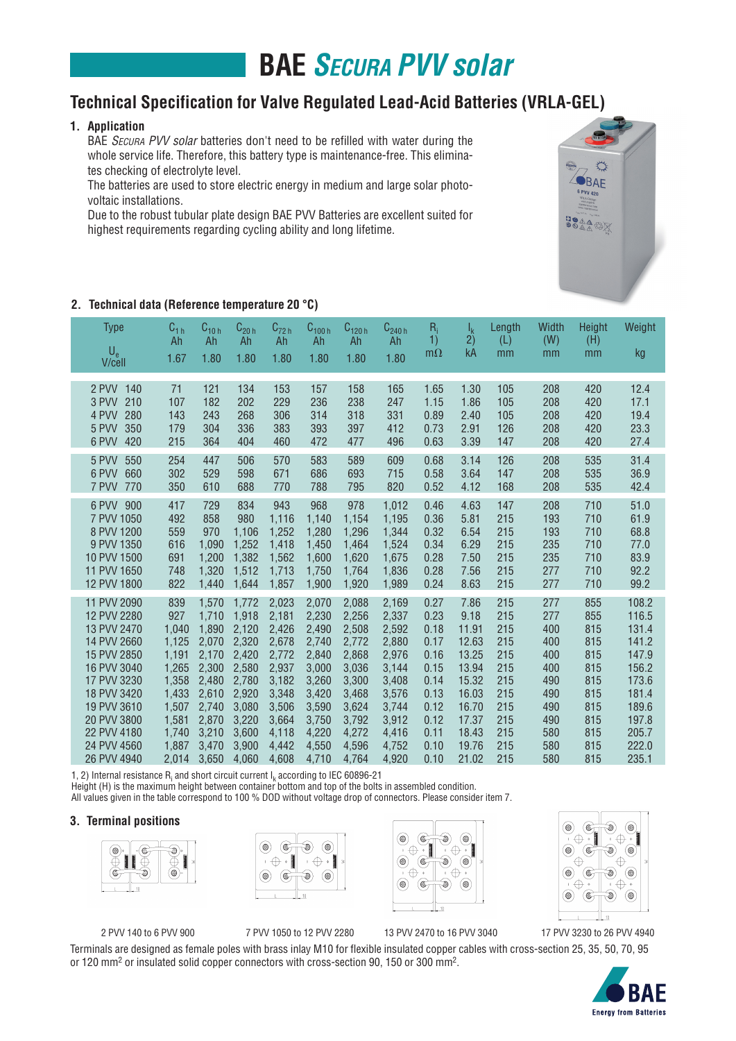# BAE *Secura PVV solar*

## Technical Specification for Valve Regulated Lead-Acid Batteries (VRLA-GEL)

### 1. Application

BAE *Secura PVV solar* batteries don't need to be refilled with water during the whole service life. Therefore, this battery type is maintenance-free. This eliminates checking of electrolyte level.

The batteries are used to store electric energy in medium and large solar photovoltaic installations.

Due to the robust tubular plate design BAE PVV Batteries are excellent suited for highest requirements regarding cycling ability and long lifetime.

### 2. Technical data (Reference temperature 20 °C)

| Type | $C_{1\,h}$ Ah | $C_{10\,h}$ Ah | $C_{20\,h}$ Ah | $C_{72\,h}$ Ah | $C_{100\,h}$ Ah | $C_{120\,h}$ Ah | $C_{240\,h}$ Ah | $R_i$ 1) mΩ | $I_k$ 2) kA | Length (L) mm | Width (W) mm | Height (H) mm | Weight kg |
|---|---|---|---|---|---|---|---|---|---|---|---|---|---|
| $U_e$ V/cell | 1.67 | 1.80 | 1.80 | 1.80 | 1.80 | 1.80 | 1.80 | | | | | | |
| 2 PVV 140 | 71 | 121 | 134 | 153 | 157 | 158 | 165 | 1.65 | 1.30 | 105 | 208 | 420 | 12.4 |
| 3 PVV 210 | 107 | 182 | 202 | 229 | 236 | 238 | 247 | 1.15 | 1.86 | 105 | 208 | 420 | 17.1 |
| 4 PVV 280 | 143 | 243 | 268 | 306 | 314 | 318 | 331 | 0.89 | 2.40 | 105 | 208 | 420 | 19.4 |
| 5 PVV 350 | 179 | 304 | 336 | 383 | 393 | 397 | 412 | 0.73 | 2.91 | 126 | 208 | 420 | 23.3 |
| 6 PVV 420 | 215 | 364 | 404 | 460 | 472 | 477 | 496 | 0.63 | 3.39 | 147 | 208 | 420 | 27.4 |
| 5 PVV 550 | 254 | 447 | 506 | 570 | 583 | 589 | 609 | 0.68 | 3.14 | 126 | 208 | 535 | 31.4 |
| 6 PVV 660 | 302 | 529 | 598 | 671 | 686 | 693 | 715 | 0.58 | 3.64 | 147 | 208 | 535 | 36.9 |
| 7 PVV 770 | 350 | 610 | 688 | 770 | 788 | 795 | 820 | 0.52 | 4.12 | 168 | 208 | 535 | 42.4 |
| 6 PVV 900 | 417 | 729 | 834 | 943 | 968 | 978 | 1,012 | 0.46 | 4.63 | 147 | 208 | 710 | 51.0 |
| 7 PVV 1050 | 492 | 858 | 980 | 1,116 | 1,140 | 1,154 | 1,195 | 0.36 | 5.81 | 215 | 193 | 710 | 61.9 |
| 8 PVV 1200 | 559 | 970 | 1,106 | 1,252 | 1,280 | 1,296 | 1,344 | 0.32 | 6.54 | 215 | 193 | 710 | 68.8 |
| 9 PVV 1350 | 616 | 1,090 | 1,252 | 1,418 | 1,450 | 1,464 | 1,524 | 0.34 | 6.29 | 215 | 235 | 710 | 77.0 |
| 10 PVV 1500 | 691 | 1,200 | 1,382 | 1,562 | 1,600 | 1,620 | 1,675 | 0.28 | 7.50 | 215 | 235 | 710 | 83.9 |
| 11 PVV 1650 | 748 | 1,320 | 1,512 | 1,713 | 1,750 | 1,764 | 1,836 | 0.28 | 7.56 | 215 | 277 | 710 | 92.2 |
| 12 PVV 1800 | 822 | 1,440 | 1,644 | 1,857 | 1,900 | 1,920 | 1,989 | 0.24 | 8.63 | 215 | 277 | 710 | 99.2 |
| 11 PVV 2090 | 839 | 1,570 | 1,772 | 2,023 | 2,070 | 2,088 | 2,169 | 0.27 | 7.86 | 215 | 277 | 855 | 108.2 |
| 12 PVV 2280 | 927 | 1,710 | 1,918 | 2,181 | 2,230 | 2,256 | 2,337 | 0.23 | 9.18 | 215 | 277 | 855 | 116.5 |
| 13 PVV 2470 | 1,040 | 1,890 | 2,120 | 2,426 | 2,490 | 2,508 | 2,592 | 0.18 | 11.91 | 215 | 400 | 815 | 131.4 |
| 14 PVV 2660 | 1,125 | 2,070 | 2,320 | 2,678 | 2,740 | 2,772 | 2,880 | 0.17 | 12.63 | 215 | 400 | 815 | 141.2 |
| 15 PVV 2850 | 1,191 | 2,170 | 2,420 | 2,772 | 2,840 | 2,868 | 2,976 | 0.16 | 13.25 | 215 | 400 | 815 | 147.9 |
| 16 PVV 3040 | 1,265 | 2,300 | 2,580 | 2,937 | 3,000 | 3,036 | 3,144 | 0.15 | 13.94 | 215 | 400 | 815 | 156.2 |
| 17 PVV 3230 | 1,358 | 2,480 | 2,780 | 3,182 | 3,260 | 3,300 | 3,408 | 0.14 | 15.32 | 215 | 490 | 815 | 173.6 |
| 18 PVV 3420 | 1,433 | 2,610 | 2,920 | 3,348 | 3,420 | 3,468 | 3,576 | 0.13 | 16.03 | 215 | 490 | 815 | 181.4 |
| 19 PVV 3610 | 1,507 | 2,740 | 3,080 | 3,506 | 3,590 | 3,624 | 3,744 | 0.12 | 16.70 | 215 | 490 | 815 | 189.6 |
| 20 PVV 3800 | 1,581 | 2,870 | 3,220 | 3,664 | 3,750 | 3,792 | 3,912 | 0.12 | 17.37 | 215 | 490 | 815 | 197.8 |
| 22 PVV 4180 | 1,740 | 3,210 | 3,600 | 4,118 | 4,220 | 4,272 | 4,416 | 0.11 | 18.43 | 215 | 580 | 815 | 205.7 |
| 24 PVV 4560 | 1,887 | 3,470 | 3,900 | 4,442 | 4,550 | 4,596 | 4,752 | 0.10 | 19.76 | 215 | 580 | 815 | 222.0 |
| 26 PVV 4940 | 2,014 | 3,650 | 4,060 | 4,608 | 4,710 | 4,764 | 4,920 | 0.10 | 21.02 | 215 | 580 | 815 | 235.1 |

1, 2) Internal resistance $R_i$ and short circuit current $I_k$ according to IEC 60896-21
Height (H) is the maximum height between container bottom and top of the bolts in assembled condition.
All values given in the table correspond to 100 % DOD without voltage drop of connectors. Please consider item 7.

### 3. Terminal positions

2 PVV 140 to 6 PVV 900 | 7 PVV 1050 to 12 PVV 2280 | 13 PVV 2470 to 16 PVV 3040 | 17 PVV 3230 to 26 PVV 4940

Terminals are designed as female poles with brass inlay M10 for flexible insulated copper cables with cross-section 25, 35, 50, 70, 95 or 120 mm² or insulated solid copper connectors with cross-section 90, 150 or 300 mm².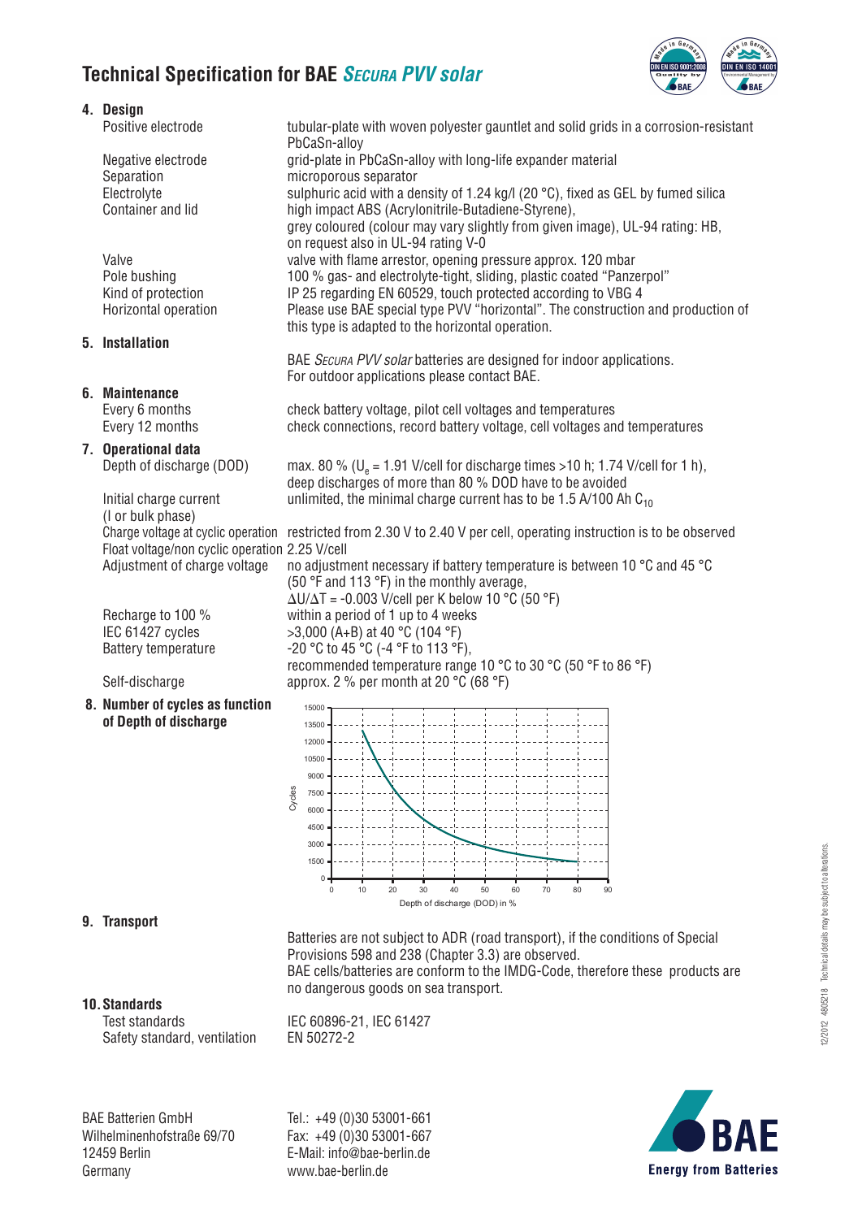# Technical Specification for BAE *Secura PVV solar*

## 4. Design

| | |
|---|---|
| Positive electrode | tubular-plate with woven polyester gauntlet and solid grids in a corrosion-resistant PbCaSn-alloy |
| Negative electrode | grid-plate in PbCaSn-alloy with long-life expander material |
| Separation | microporous separator |
| Electrolyte | sulphuric acid with a density of 1.24 kg/l (20 °C), fixed as GEL by fumed silica |
| Container and lid | high impact ABS (Acrylonitrile-Butadiene-Styrene), grey coloured (colour may vary slightly from given image), UL-94 rating: HB, on request also in UL-94 rating V-0 |
| Valve | valve with flame arrestor, opening pressure approx. 120 mbar |
| Pole bushing | 100 % gas- and electrolyte-tight, sliding, plastic coated "Panzerpol" |
| Kind of protection | IP 25 regarding EN 60529, touch protected according to VBG 4 |
| Horizontal operation | Please use BAE special type PVV "horizontal". The construction and production of this type is adapted to the horizontal operation. |

## 5. Installation

BAE *Secura PVV solar* batteries are designed for indoor applications.
For outdoor applications please contact BAE.

## 6. Maintenance

| | |
|---|---|
| Every 6 months | check battery voltage, pilot cell voltages and temperatures |
| Every 12 months | check connections, record battery voltage, cell voltages and temperatures |

## 7. Operational data

| | |
|---|---|
| Depth of discharge (DOD) | max. 80 % ($U_e$ = 1.91 V/cell for discharge times >10 h; 1.74 V/cell for 1 h), deep discharges of more than 80 % DOD have to be avoided |
| Initial charge current (I or bulk phase) | unlimited, the minimal charge current has to be 1.5 A/100 Ah $C_{10}$ |
| Charge voltage at cyclic operation | restricted from 2.30 V to 2.40 V per cell, operating instruction is to be observed |
| Float voltage/non cyclic operation | 2.25 V/cell |
| Adjustment of charge voltage | no adjustment necessary if battery temperature is between 10 °C and 45 °C (50 °F and 113 °F) in the monthly average, $\Delta U/\Delta T$ = -0.003 V/cell per K below 10 °C (50 °F) |
| Recharge to 100 % | within a period of 1 up to 4 weeks |
| IEC 61427 cycles | >3,000 (A+B) at 40 °C (104 °F) |
| Battery temperature | -20 °C to 45 °C (-4 °F to 113 °F), recommended temperature range 10 °C to 30 °C (50 °F to 86 °F) |
| Self-discharge | approx. 2 % per month at 20 °C (68 °F) |

## 8. Number of cycles as function of Depth of discharge

Cycles
15000
13500
12000
10500
9000
7500
6000
4500
3000
1500
0

0 10 20 30 40 50 60 70 80 90
Depth of discharge (DOD) in %

## 9. Transport

Batteries are not subject to ADR (road transport), if the conditions of Special Provisions 598 and 238 (Chapter 3.3) are observed.
BAE cells/batteries are conform to the IMDG-Code, therefore these products are no dangerous goods on sea transport.

## 10. Standards

| | |
|---|---|
| Test standards | IEC 60896-21, IEC 61427 |
| Safety standard, ventilation | EN 50272-2 |

BAE Batterien GmbH
Wilhelminenhofstraße 69/70
12459 Berlin
Germany

Tel.: +49 (0)30 53001-661
Fax: +49 (0)30 53001-667
E-Mail: info@bae-berlin.de
www.bae-berlin.de

BAE Energy from Batteries

12/2012 4805218 Technical details may be subject to alterations.